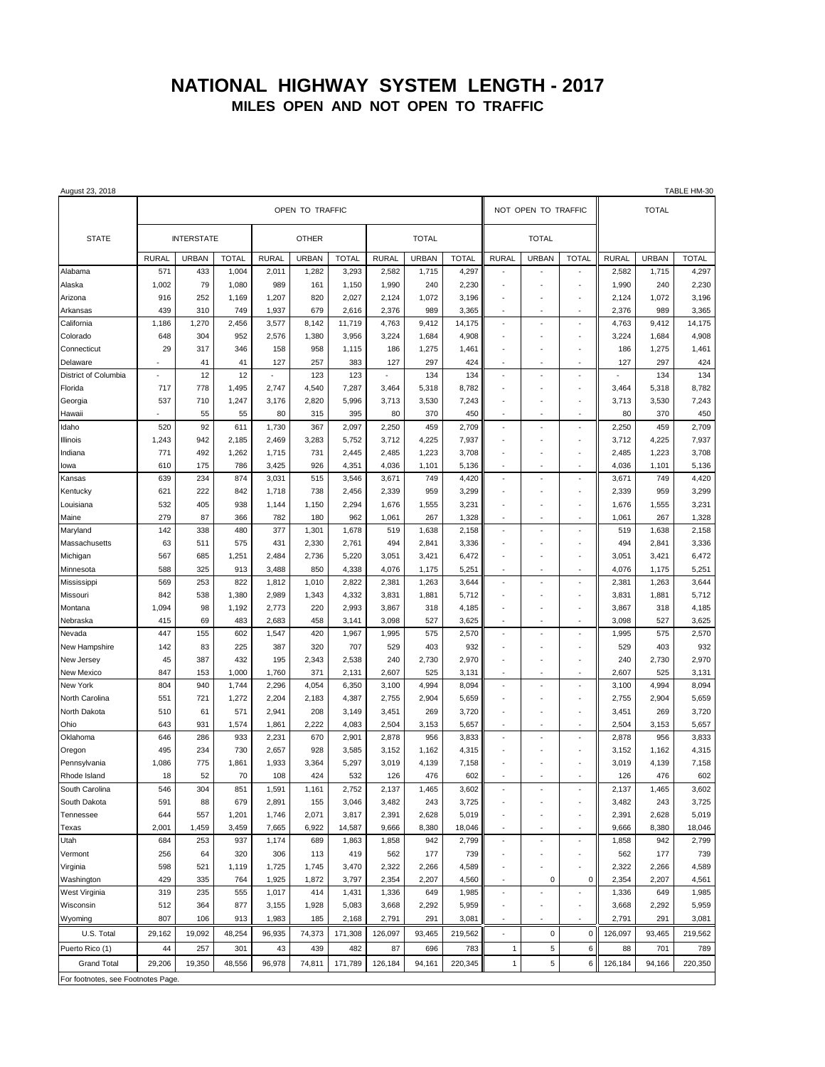# NATIONAL HIGHWAY SYSTEM LENGTH - 2017

## MILES OPEN AND NOT OPEN TO TRAFFIC

August 23, 2018 TABLE HM-30

| STATE | OPEN TO TRAFFIC | | | | | | | | | NOT OPEN TO TRAFFIC | | | TOTAL | | |
|---|---|---|---|---|---|---|---|---|---|---|---|---|---|---|---|
| | INTERSTATE | | | OTHER | | | TOTAL | | | TOTAL | | | | | |
| | RURAL | URBAN | TOTAL | RURAL | URBAN | TOTAL | RURAL | URBAN | TOTAL | RURAL | URBAN | TOTAL | RURAL | URBAN | TOTAL |
| Alabama | 571 | 433 | 1,004 | 2,011 | 1,282 | 3,293 | 2,582 | 1,715 | 4,297 | - | - | - | 2,582 | 1,715 | 4,297 |
| Alaska | 1,002 | 79 | 1,080 | 989 | 161 | 1,150 | 1,990 | 240 | 2,230 | - | - | - | 1,990 | 240 | 2,230 |
| Arizona | 916 | 252 | 1,169 | 1,207 | 820 | 2,027 | 2,124 | 1,072 | 3,196 | - | - | - | 2,124 | 1,072 | 3,196 |
| Arkansas | 439 | 310 | 749 | 1,937 | 679 | 2,616 | 2,376 | 989 | 3,365 | - | - | - | 2,376 | 989 | 3,365 |
| California | 1,186 | 1,270 | 2,456 | 3,577 | 8,142 | 11,719 | 4,763 | 9,412 | 14,175 | - | - | - | 4,763 | 9,412 | 14,175 |
| Colorado | 648 | 304 | 952 | 2,576 | 1,380 | 3,956 | 3,224 | 1,684 | 4,908 | - | - | - | 3,224 | 1,684 | 4,908 |
| Connecticut | 29 | 317 | 346 | 158 | 958 | 1,115 | 186 | 1,275 | 1,461 | - | - | - | 186 | 1,275 | 1,461 |
| Delaware | - | 41 | 41 | 127 | 257 | 383 | 127 | 297 | 424 | - | - | - | 127 | 297 | 424 |
| District of Columbia | - | 12 | 12 | - | 123 | 123 | - | 134 | 134 | - | - | - | - | 134 | 134 |
| Florida | 717 | 778 | 1,495 | 2,747 | 4,540 | 7,287 | 3,464 | 5,318 | 8,782 | - | - | - | 3,464 | 5,318 | 8,782 |
| Georgia | 537 | 710 | 1,247 | 3,176 | 2,820 | 5,996 | 3,713 | 3,530 | 7,243 | - | - | - | 3,713 | 3,530 | 7,243 |
| Hawaii | - | 55 | 55 | 80 | 315 | 395 | 80 | 370 | 450 | - | - | - | 80 | 370 | 450 |
| Idaho | 520 | 92 | 611 | 1,730 | 367 | 2,097 | 2,250 | 459 | 2,709 | - | - | - | 2,250 | 459 | 2,709 |
| Illinois | 1,243 | 942 | 2,185 | 2,469 | 3,283 | 5,752 | 3,712 | 4,225 | 7,937 | - | - | - | 3,712 | 4,225 | 7,937 |
| Indiana | 771 | 492 | 1,262 | 1,715 | 731 | 2,445 | 2,485 | 1,223 | 3,708 | - | - | - | 2,485 | 1,223 | 3,708 |
| Iowa | 610 | 175 | 786 | 3,425 | 926 | 4,351 | 4,036 | 1,101 | 5,136 | - | - | - | 4,036 | 1,101 | 5,136 |
| Kansas | 639 | 234 | 874 | 3,031 | 515 | 3,546 | 3,671 | 749 | 4,420 | - | - | - | 3,671 | 749 | 4,420 |
| Kentucky | 621 | 222 | 842 | 1,718 | 738 | 2,456 | 2,339 | 959 | 3,299 | - | - | - | 2,339 | 959 | 3,299 |
| Louisiana | 532 | 405 | 938 | 1,144 | 1,150 | 2,294 | 1,676 | 1,555 | 3,231 | - | - | - | 1,676 | 1,555 | 3,231 |
| Maine | 279 | 87 | 366 | 782 | 180 | 962 | 1,061 | 267 | 1,328 | - | - | - | 1,061 | 267 | 1,328 |
| Maryland | 142 | 338 | 480 | 377 | 1,301 | 1,678 | 519 | 1,638 | 2,158 | - | - | - | 519 | 1,638 | 2,158 |
| Massachusetts | 63 | 511 | 575 | 431 | 2,330 | 2,761 | 494 | 2,841 | 3,336 | - | - | - | 494 | 2,841 | 3,336 |
| Michigan | 567 | 685 | 1,251 | 2,484 | 2,736 | 5,220 | 3,051 | 3,421 | 6,472 | - | - | - | 3,051 | 3,421 | 6,472 |
| Minnesota | 588 | 325 | 913 | 3,488 | 850 | 4,338 | 4,076 | 1,175 | 5,251 | - | - | - | 4,076 | 1,175 | 5,251 |
| Mississippi | 569 | 253 | 822 | 1,812 | 1,010 | 2,822 | 2,381 | 1,263 | 3,644 | - | - | - | 2,381 | 1,263 | 3,644 |
| Missouri | 842 | 538 | 1,380 | 2,989 | 1,343 | 4,332 | 3,831 | 1,881 | 5,712 | - | - | - | 3,831 | 1,881 | 5,712 |
| Montana | 1,094 | 98 | 1,192 | 2,773 | 220 | 2,993 | 3,867 | 318 | 4,185 | - | - | - | 3,867 | 318 | 4,185 |
| Nebraska | 415 | 69 | 483 | 2,683 | 458 | 3,141 | 3,098 | 527 | 3,625 | - | - | - | 3,098 | 527 | 3,625 |
| Nevada | 447 | 155 | 602 | 1,547 | 420 | 1,967 | 1,995 | 575 | 2,570 | - | - | - | 1,995 | 575 | 2,570 |
| New Hampshire | 142 | 83 | 225 | 387 | 320 | 707 | 529 | 403 | 932 | - | - | - | 529 | 403 | 932 |
| New Jersey | 45 | 387 | 432 | 195 | 2,343 | 2,538 | 240 | 2,730 | 2,970 | - | - | - | 240 | 2,730 | 2,970 |
| New Mexico | 847 | 153 | 1,000 | 1,760 | 371 | 2,131 | 2,607 | 525 | 3,131 | - | - | - | 2,607 | 525 | 3,131 |
| New York | 804 | 940 | 1,744 | 2,296 | 4,054 | 6,350 | 3,100 | 4,994 | 8,094 | - | - | - | 3,100 | 4,994 | 8,094 |
| North Carolina | 551 | 721 | 1,272 | 2,204 | 2,183 | 4,387 | 2,755 | 2,904 | 5,659 | - | - | - | 2,755 | 2,904 | 5,659 |
| North Dakota | 510 | 61 | 571 | 2,941 | 208 | 3,149 | 3,451 | 269 | 3,720 | - | - | - | 3,451 | 269 | 3,720 |
| Ohio | 643 | 931 | 1,574 | 1,861 | 2,222 | 4,083 | 2,504 | 3,153 | 5,657 | - | - | - | 2,504 | 3,153 | 5,657 |
| Oklahoma | 646 | 286 | 933 | 2,231 | 670 | 2,901 | 2,878 | 956 | 3,833 | - | - | - | 2,878 | 956 | 3,833 |
| Oregon | 495 | 234 | 730 | 2,657 | 928 | 3,585 | 3,152 | 1,162 | 4,315 | - | - | - | 3,152 | 1,162 | 4,315 |
| Pennsylvania | 1,086 | 775 | 1,861 | 1,933 | 3,364 | 5,297 | 3,019 | 4,139 | 7,158 | - | - | - | 3,019 | 4,139 | 7,158 |
| Rhode Island | 18 | 52 | 70 | 108 | 424 | 532 | 126 | 476 | 602 | - | - | - | 126 | 476 | 602 |
| South Carolina | 546 | 304 | 851 | 1,591 | 1,161 | 2,752 | 2,137 | 1,465 | 3,602 | - | - | - | 2,137 | 1,465 | 3,602 |
| South Dakota | 591 | 88 | 679 | 2,891 | 155 | 3,046 | 3,482 | 243 | 3,725 | - | - | - | 3,482 | 243 | 3,725 |
| Tennessee | 644 | 557 | 1,201 | 1,746 | 2,071 | 3,817 | 2,391 | 2,628 | 5,019 | - | - | - | 2,391 | 2,628 | 5,019 |
| Texas | 2,001 | 1,459 | 3,459 | 7,665 | 6,922 | 14,587 | 9,666 | 8,380 | 18,046 | - | - | - | 9,666 | 8,380 | 18,046 |
| Utah | 684 | 253 | 937 | 1,174 | 689 | 1,863 | 1,858 | 942 | 2,799 | - | - | - | 1,858 | 942 | 2,799 |
| Vermont | 256 | 64 | 320 | 306 | 113 | 419 | 562 | 177 | 739 | - | - | - | 562 | 177 | 739 |
| Virginia | 598 | 521 | 1,119 | 1,725 | 1,745 | 3,470 | 2,322 | 2,266 | 4,589 | - | - | - | 2,322 | 2,266 | 4,589 |
| Washington | 429 | 335 | 764 | 1,925 | 1,872 | 3,797 | 2,354 | 2,207 | 4,560 | - | 0 | 0 | 2,354 | 2,207 | 4,561 |
| West Virginia | 319 | 235 | 555 | 1,017 | 414 | 1,431 | 1,336 | 649 | 1,985 | - | - | - | 1,336 | 649 | 1,985 |
| Wisconsin | 512 | 364 | 877 | 3,155 | 1,928 | 5,083 | 3,668 | 2,292 | 5,959 | - | - | - | 3,668 | 2,292 | 5,959 |
| Wyoming | 807 | 106 | 913 | 1,983 | 185 | 2,168 | 2,791 | 291 | 3,081 | - | - | - | 2,791 | 291 | 3,081 |
| U.S. Total | 29,162 | 19,092 | 48,254 | 96,935 | 74,373 | 171,308 | 126,097 | 93,465 | 219,562 | - | 0 | 0 | 126,097 | 93,465 | 219,562 |
| Puerto Rico (1) | 44 | 257 | 301 | 43 | 439 | 482 | 87 | 696 | 783 | 1 | 5 | 6 | 88 | 701 | 789 |
| Grand Total | 29,206 | 19,350 | 48,556 | 96,978 | 74,811 | 171,789 | 126,184 | 94,161 | 220,345 | 1 | 5 | 6 | 126,184 | 94,166 | 220,350 |

For footnotes, see Footnotes Page.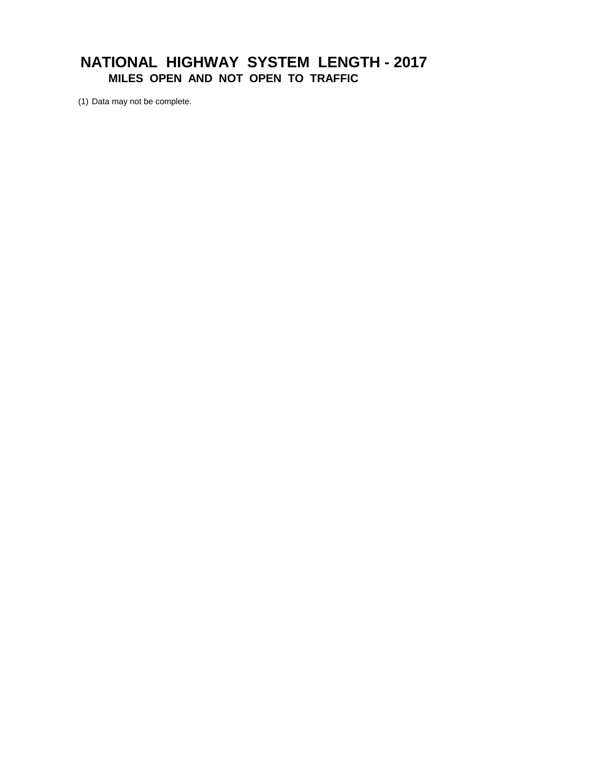# NATIONAL HIGHWAY SYSTEM LENGTH - 2017

## MILES OPEN AND NOT OPEN TO TRAFFIC

(1) Data may not be complete.